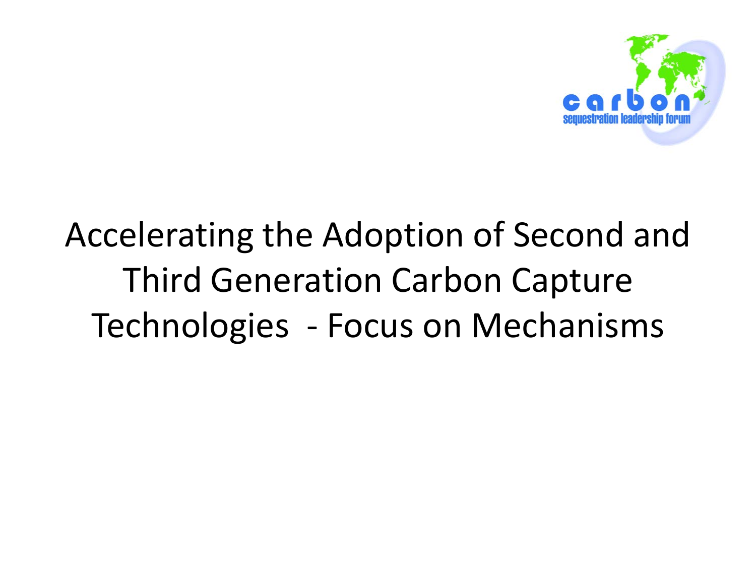carbon sequestration leadership forum

# Accelerating the Adoption of Second and Third Generation Carbon Capture Technologies - Focus on Mechanisms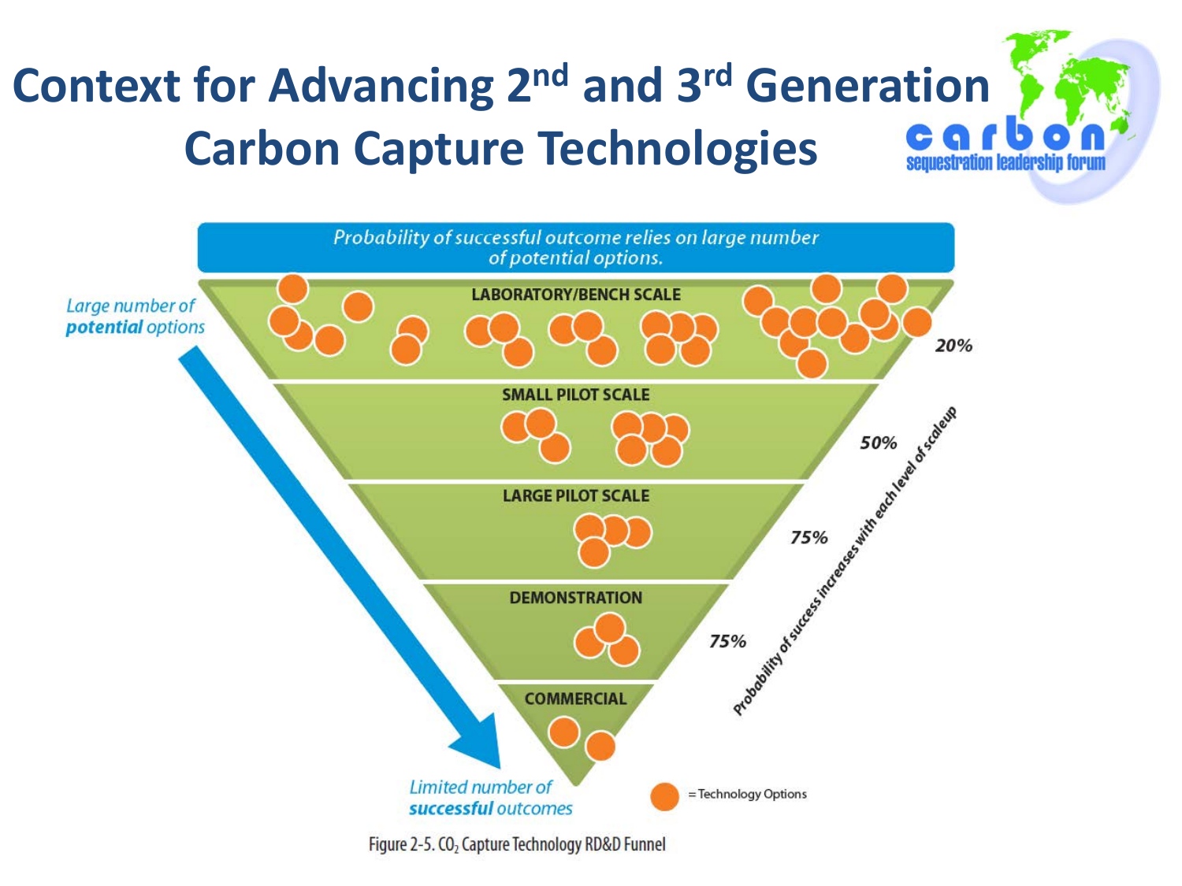# Context for Advancing 2nd and 3rd Generation Carbon Capture Technologies

Probability of successful outcome relies on large number of potential options.

Large number of **potential** options

LABORATORY/BENCH SCALE — 20%

SMALL PILOT SCALE — 50%

LARGE PILOT SCALE — 75%

DEMONSTRATION — 75%

COMMERCIAL

Limited number of **successful** outcomes

Probability of success increases with each level of scaleup

= Technology Options

Figure 2-5. $CO_2$ Capture Technology RD&D Funnel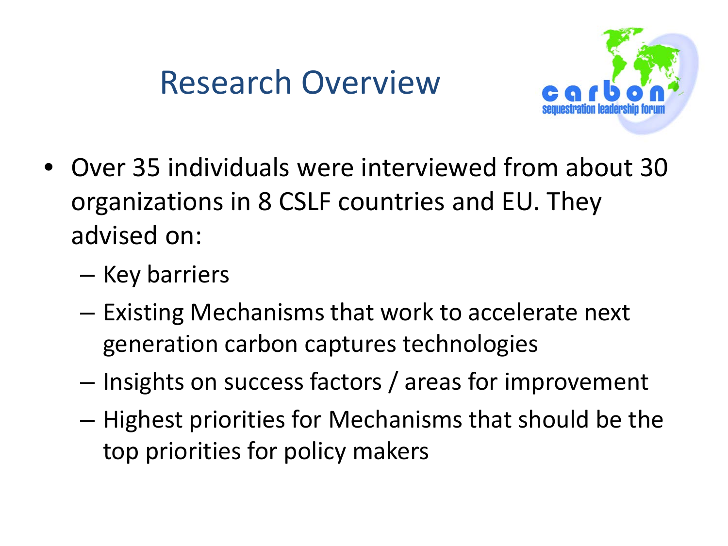# Research Overview

- Over 35 individuals were interviewed from about 30 organizations in 8 CSLF countries and EU. They advised on:
  - Key barriers
  - Existing Mechanisms that work to accelerate next generation carbon captures technologies
  - Insights on success factors / areas for improvement
  - Highest priorities for Mechanisms that should be the top priorities for policy makers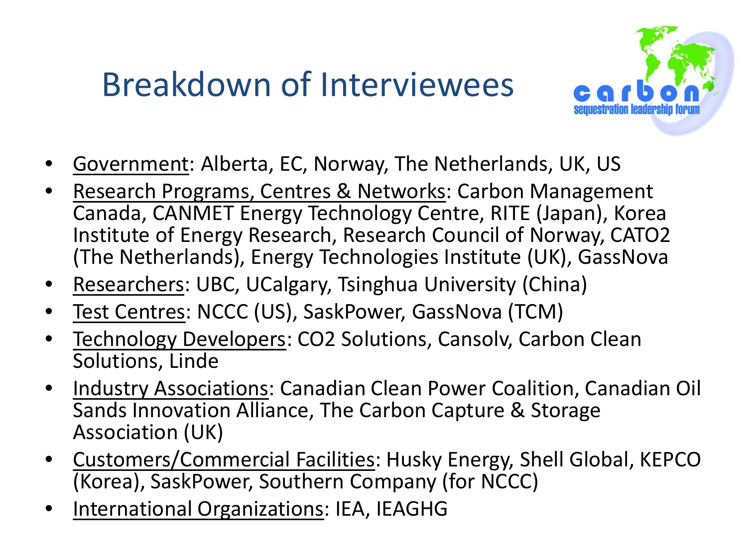# Breakdown of Interviewees

- Government: Alberta, EC, Norway, The Netherlands, UK, US
- Research Programs, Centres & Networks: Carbon Management Canada, CANMET Energy Technology Centre, RITE (Japan), Korea Institute of Energy Research, Research Council of Norway, CATO2 (The Netherlands), Energy Technologies Institute (UK), GassNova
- Researchers: UBC, UCalgary, Tsinghua University (China)
- Test Centres: NCCC (US), SaskPower, GassNova (TCM)
- Technology Developers: CO2 Solutions, Cansolv, Carbon Clean Solutions, Linde
- Industry Associations: Canadian Clean Power Coalition, Canadian Oil Sands Innovation Alliance, The Carbon Capture & Storage Association (UK)
- Customers/Commercial Facilities: Husky Energy, Shell Global, KEPCO (Korea), SaskPower, Southern Company (for NCCC)
- International Organizations: IEA, IEAGHG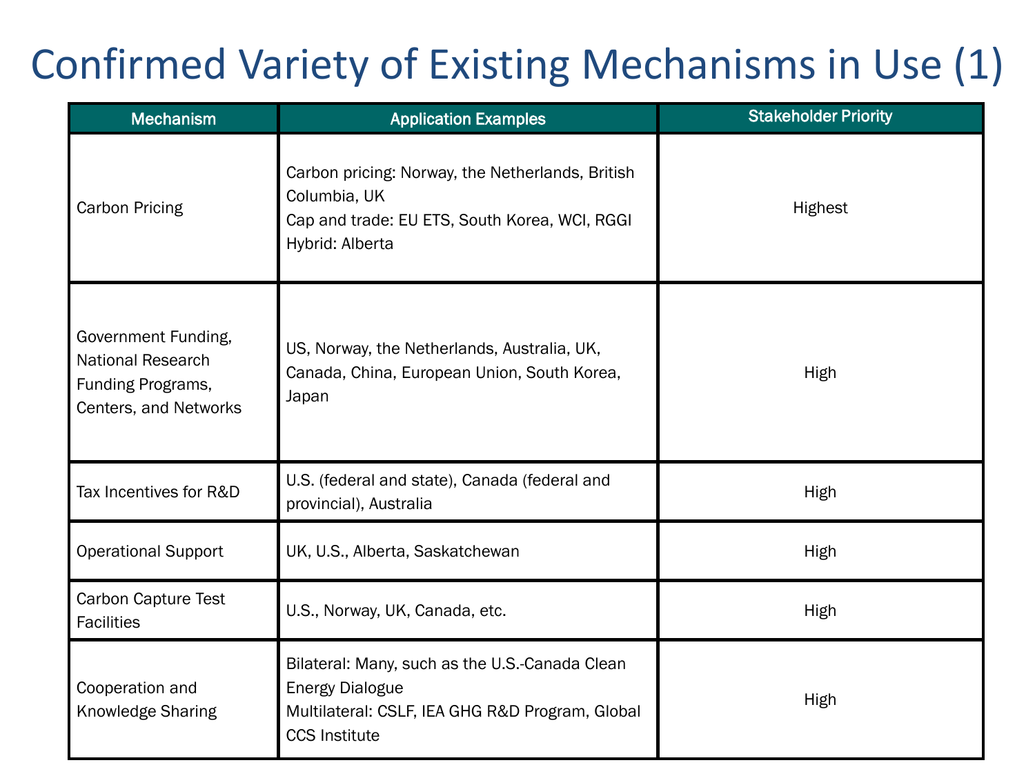# Confirmed Variety of Existing Mechanisms in Use (1)

| Mechanism | Application Examples | Stakeholder Priority |
|---|---|---|
| Carbon Pricing | Carbon pricing: Norway, the Netherlands, British Columbia, UK<br>Cap and trade: EU ETS, South Korea, WCI, RGGI<br>Hybrid: Alberta | Highest |
| Government Funding, National Research Funding Programs, Centers, and Networks | US, Norway, the Netherlands, Australia, UK, Canada, China, European Union, South Korea, Japan | High |
| Tax Incentives for R&D | U.S. (federal and state), Canada (federal and provincial), Australia | High |
| Operational Support | UK, U.S., Alberta, Saskatchewan | High |
| Carbon Capture Test Facilities | U.S., Norway, UK, Canada, etc. | High |
| Cooperation and Knowledge Sharing | Bilateral: Many, such as the U.S.-Canada Clean Energy Dialogue<br>Multilateral: CSLF, IEA GHG R&D Program, Global CCS Institute | High |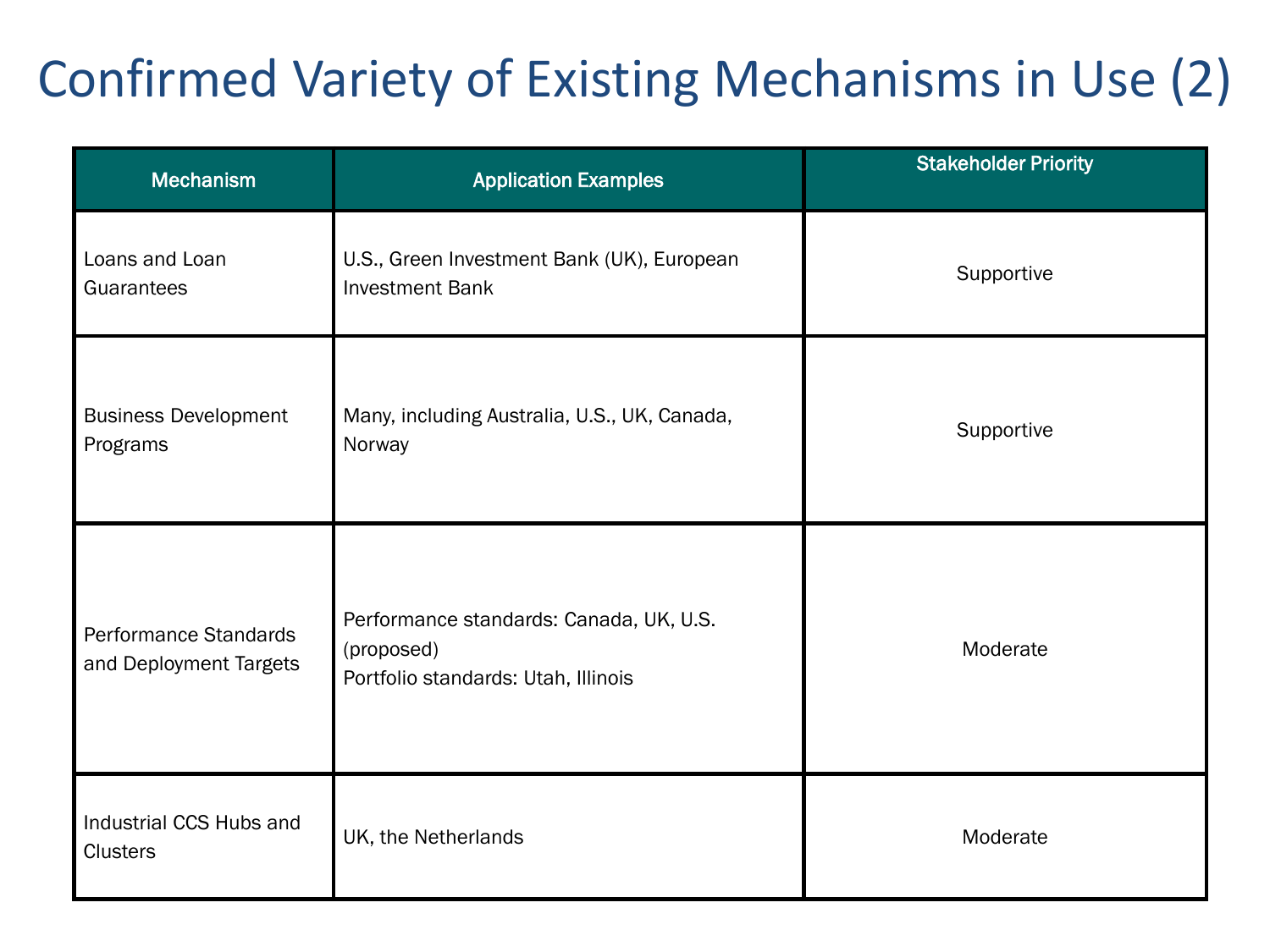# Confirmed Variety of Existing Mechanisms in Use (2)

| Mechanism | Application Examples | Stakeholder Priority |
|---|---|---|
| Loans and Loan Guarantees | U.S., Green Investment Bank (UK), European Investment Bank | Supportive |
| Business Development Programs | Many, including Australia, U.S., UK, Canada, Norway | Supportive |
| Performance Standards and Deployment Targets | Performance standards: Canada, UK, U.S. (proposed)<br>Portfolio standards: Utah, Illinois | Moderate |
| Industrial CCS Hubs and Clusters | UK, the Netherlands | Moderate |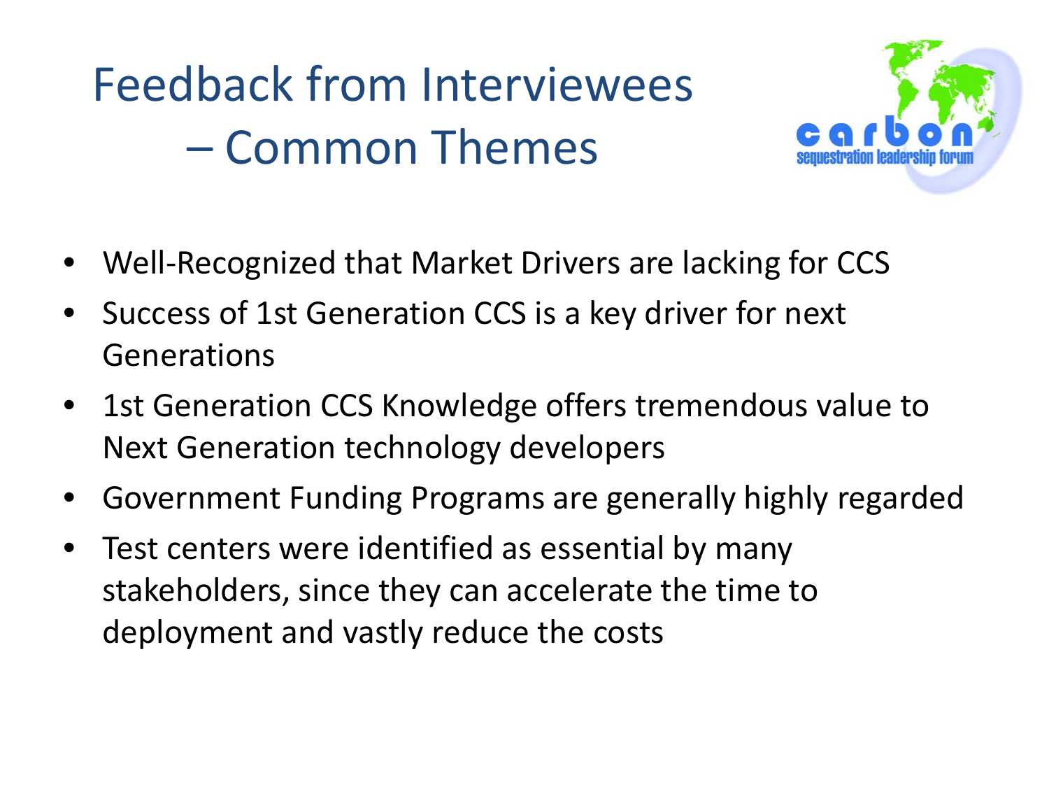# Feedback from Interviewees – Common Themes

- Well-Recognized that Market Drivers are lacking for CCS
- Success of 1st Generation CCS is a key driver for next Generations
- 1st Generation CCS Knowledge offers tremendous value to Next Generation technology developers
- Government Funding Programs are generally highly regarded
- Test centers were identified as essential by many stakeholders, since they can accelerate the time to deployment and vastly reduce the costs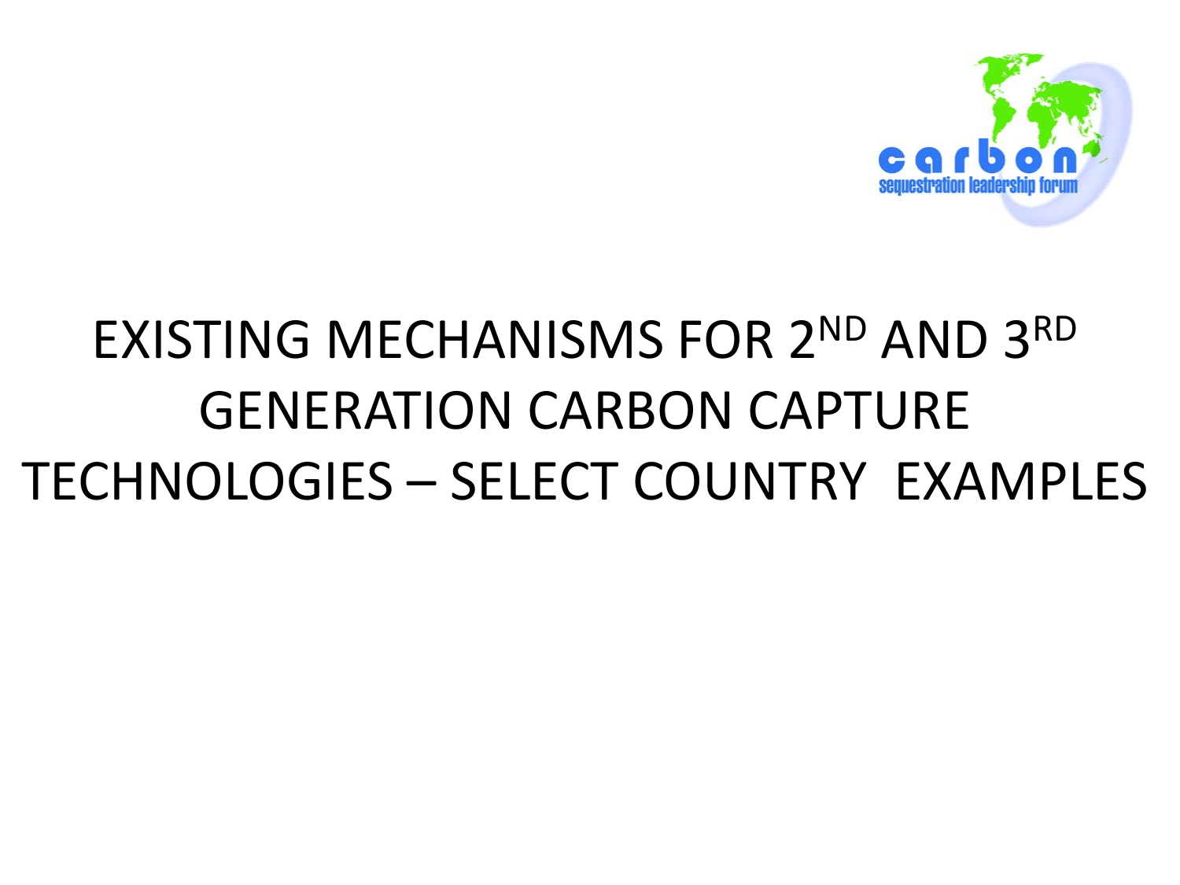# EXISTING MECHANISMS FOR 2ND AND 3RD GENERATION CARBON CAPTURE TECHNOLOGIES – SELECT COUNTRY EXAMPLES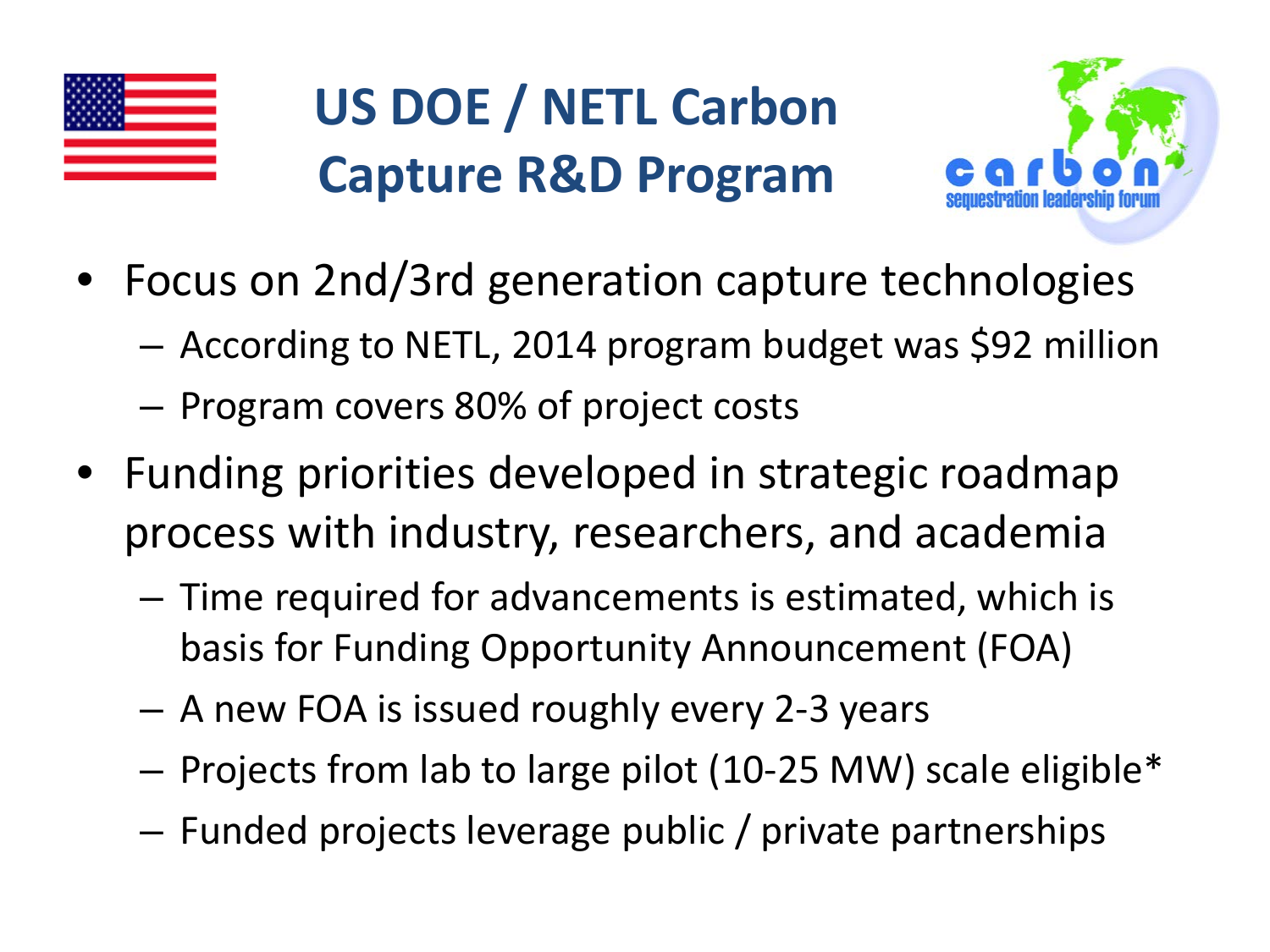# US DOE / NETL Carbon Capture R&D Program

- Focus on 2nd/3rd generation capture technologies
  - According to NETL, 2014 program budget was $92 million
  - Program covers 80% of project costs
- Funding priorities developed in strategic roadmap process with industry, researchers, and academia
  - Time required for advancements is estimated, which is basis for Funding Opportunity Announcement (FOA)
  - A new FOA is issued roughly every 2-3 years
  - Projects from lab to large pilot (10-25 MW) scale eligible*
  - Funded projects leverage public / private partnerships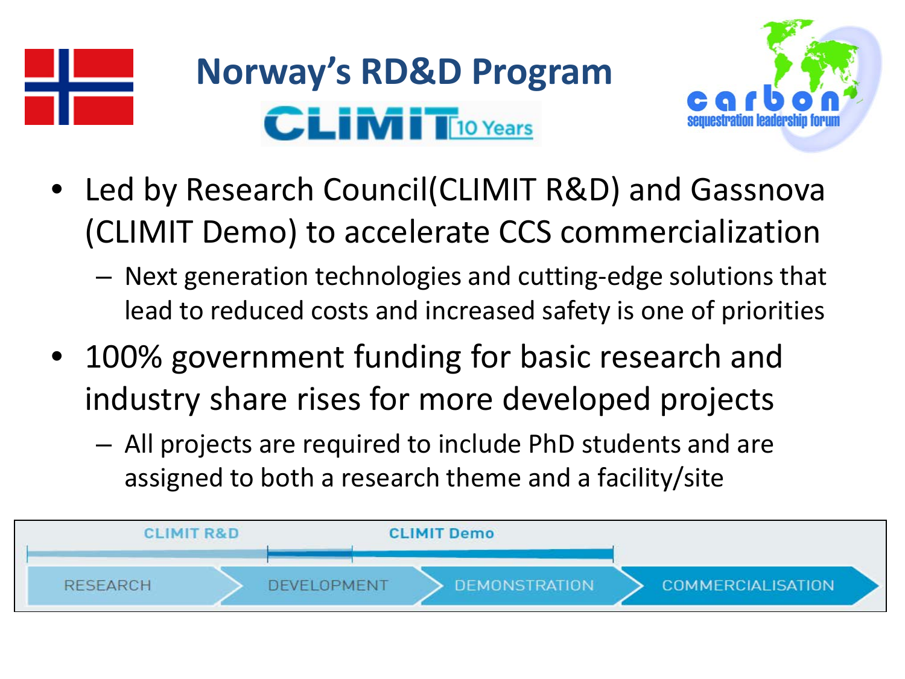# Norway's RD&D Program

CLIMIT 10 Years

carbon sequestration leadership forum

- Led by Research Council(CLIMIT R&D) and Gassnova (CLIMIT Demo) to accelerate CCS commercialization
  - Next generation technologies and cutting-edge solutions that lead to reduced costs and increased safety is one of priorities
- 100% government funding for basic research and industry share rises for more developed projects
  - All projects are required to include PhD students and are assigned to both a research theme and a facility/site

CLIMIT R&D | CLIMIT Demo

RESEARCH → DEVELOPMENT → DEMONSTRATION → COMMERCIALISATION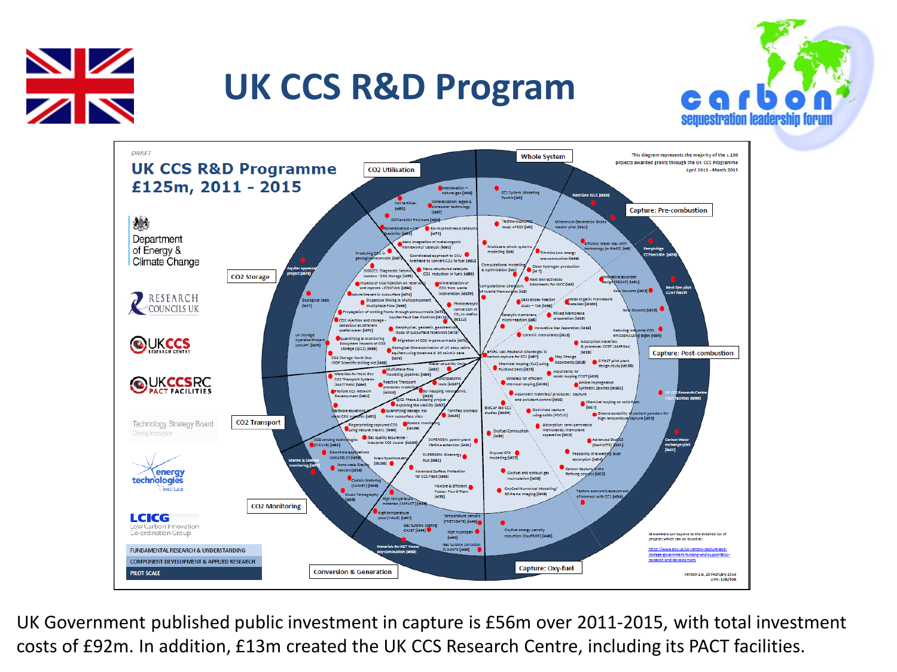# UK CCS R&D Program

## UK CCS R&D Programme £125m, 2011 - 2015

DRAFT

This diagram represents the majority of the c.100 projects awarded grants through the UK CCS Programme April 2011 - March 2015

Department of Energy & Climate Change

RESEARCH COUNCILS UK

UKCCS RESEARCH CENTRE

UKCCSRC PACT FACILITIES

Technology Strategy Board — Driving Innovation

energy technologies institute

LCICG — Low Carbon Innovation Co-ordination Group

- FUNDAMENTAL RESEARCH & UNDERSTANDING
- COMPONENT DEVELOPMENT & APPLIED RESEARCH
- PILOT SCALE

Whole System

CO2 Utilisation

Capture: Pre-combustion

CO2 Storage

Capture: Post-combustion

CO2 Transport

CO2 Monitoring

Conversion & Generation

Capture: Oxy-fuel

id numbers correspond to the detailed list of projects which can be found at: https://www.gov.uk/uk-carbon-capture-and-storage-government-funding-and-support#ccs-research-and-development

Version 1.6, 20 February 2014

UK Government published public investment in capture is £56m over 2011-2015, with total investment costs of £92m. In addition, £13m created the UK CCS Research Centre, including its PACT facilities.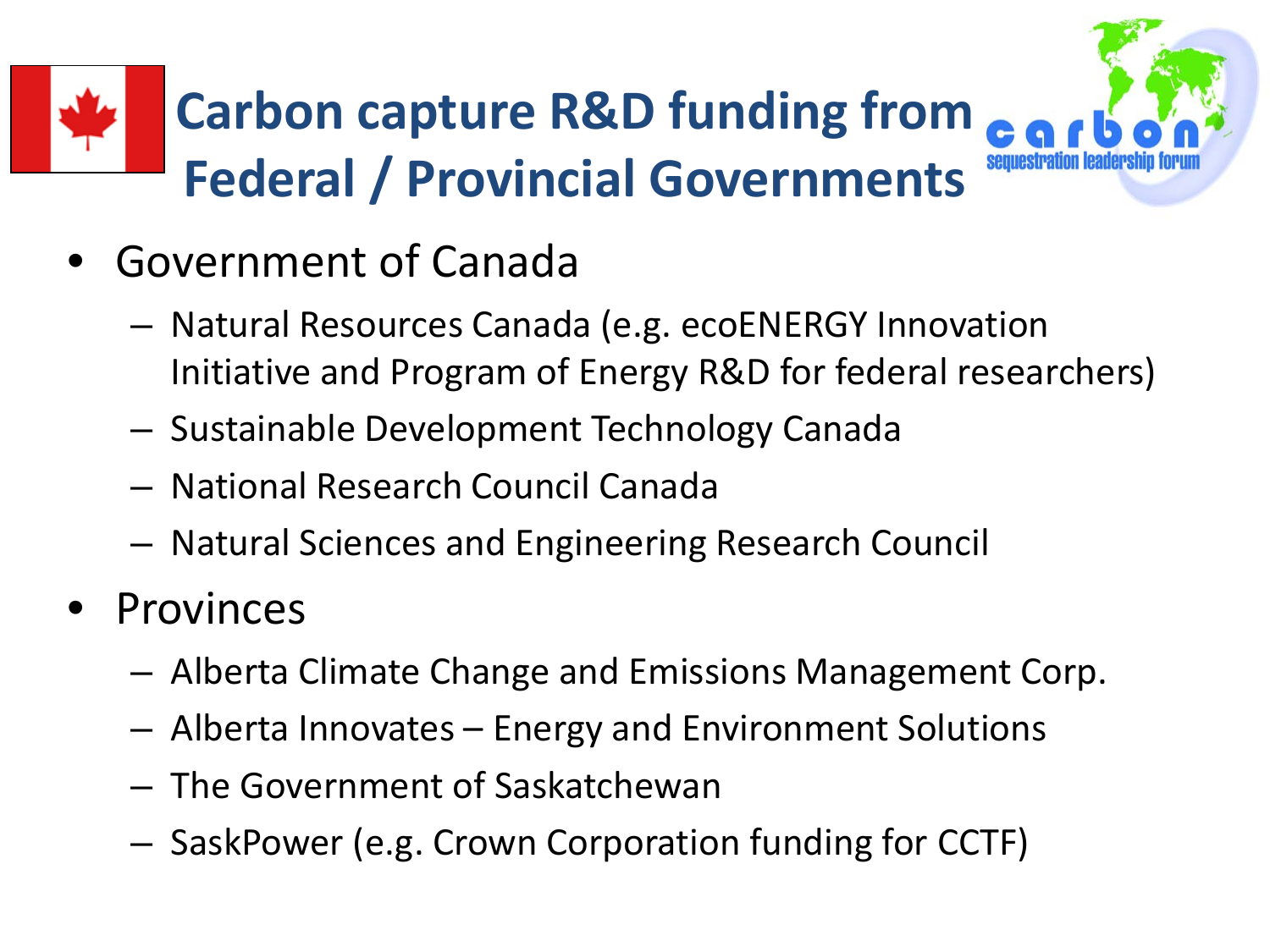# Carbon capture R&D funding from Federal / Provincial Governments

- Government of Canada
  - Natural Resources Canada (e.g. ecoENERGY Innovation Initiative and Program of Energy R&D for federal researchers)
  - Sustainable Development Technology Canada
  - National Research Council Canada
  - Natural Sciences and Engineering Research Council
- Provinces
  - Alberta Climate Change and Emissions Management Corp.
  - Alberta Innovates – Energy and Environment Solutions
  - The Government of Saskatchewan
  - SaskPower (e.g. Crown Corporation funding for CCTF)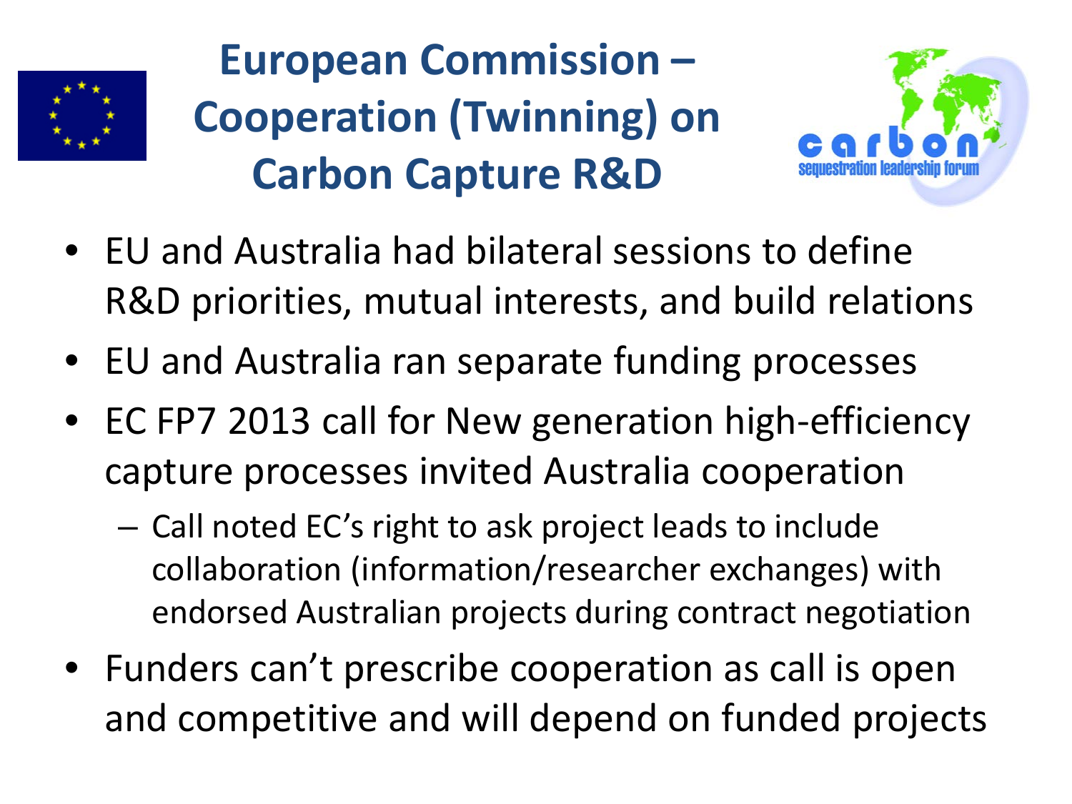# European Commission – Cooperation (Twinning) on Carbon Capture R&D

- EU and Australia had bilateral sessions to define R&D priorities, mutual interests, and build relations
- EU and Australia ran separate funding processes
- EC FP7 2013 call for New generation high-efficiency capture processes invited Australia cooperation
  - Call noted EC's right to ask project leads to include collaboration (information/researcher exchanges) with endorsed Australian projects during contract negotiation
- Funders can't prescribe cooperation as call is open and competitive and will depend on funded projects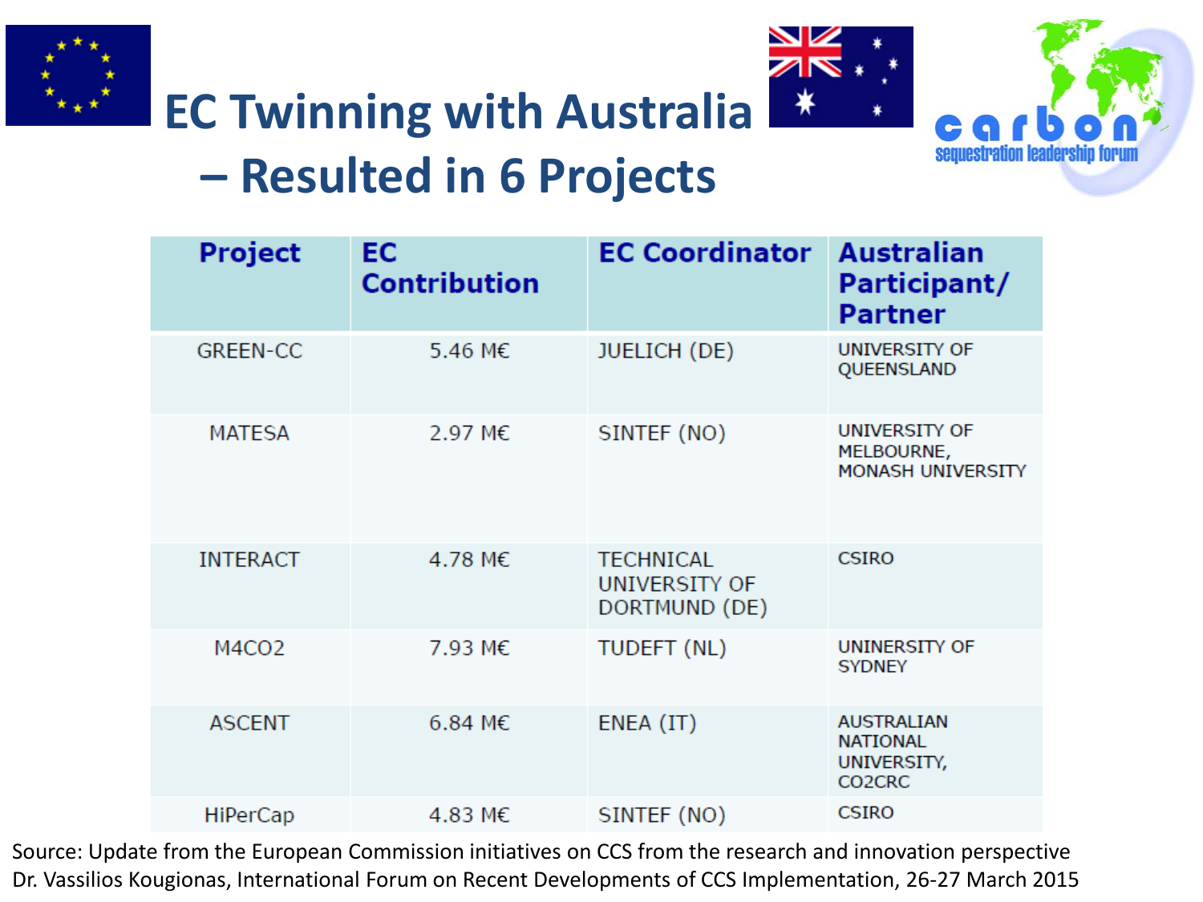# EC Twinning with Australia – Resulted in 6 Projects

| Project | EC Contribution | EC Coordinator | Australian Participant/ Partner |
|---|---|---|---|
| GREEN-CC | 5.46 M€ | JUELICH (DE) | UNIVERSITY OF QUEENSLAND |
| MATESA | 2.97 M€ | SINTEF (NO) | UNIVERSITY OF MELBOURNE, MONASH UNIVERSITY |
| INTERACT | 4.78 M€ | TECHNICAL UNIVERSITY OF DORTMUND (DE) | CSIRO |
| M4CO2 | 7.93 M€ | TUDEFT (NL) | UNINERSITY OF SYDNEY |
| ASCENT | 6.84 M€ | ENEA (IT) | AUSTRALIAN NATIONAL UNIVERSITY, CO2CRC |
| HiPerCap | 4.83 M€ | SINTEF (NO) | CSIRO |

Source: Update from the European Commission initiatives on CCS from the research and innovation perspective
Dr. Vassilios Kougionas, International Forum on Recent Developments of CCS Implementation, 26-27 March 2015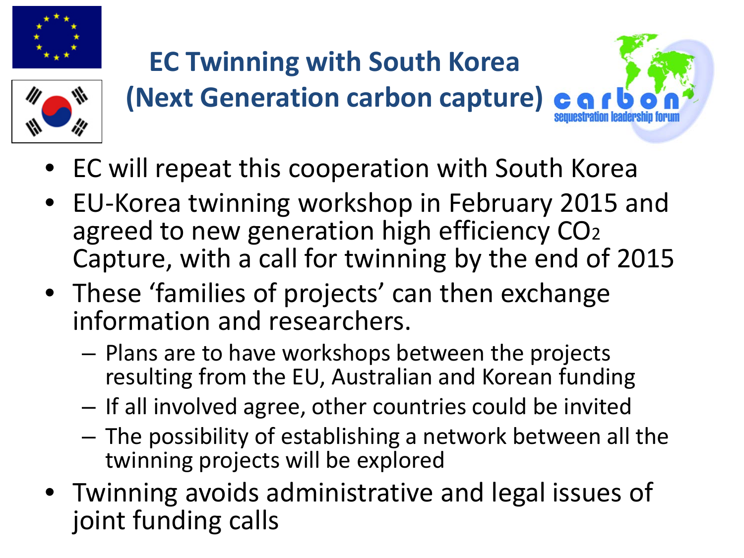# EC Twinning with South Korea (Next Generation carbon capture)

- EC will repeat this cooperation with South Korea
- EU-Korea twinning workshop in February 2015 and agreed to new generation high efficiency $CO_2$ Capture, with a call for twinning by the end of 2015
- These 'families of projects' can then exchange information and researchers.
  - Plans are to have workshops between the projects resulting from the EU, Australian and Korean funding
  - If all involved agree, other countries could be invited
  - The possibility of establishing a network between all the twinning projects will be explored
- Twinning avoids administrative and legal issues of joint funding calls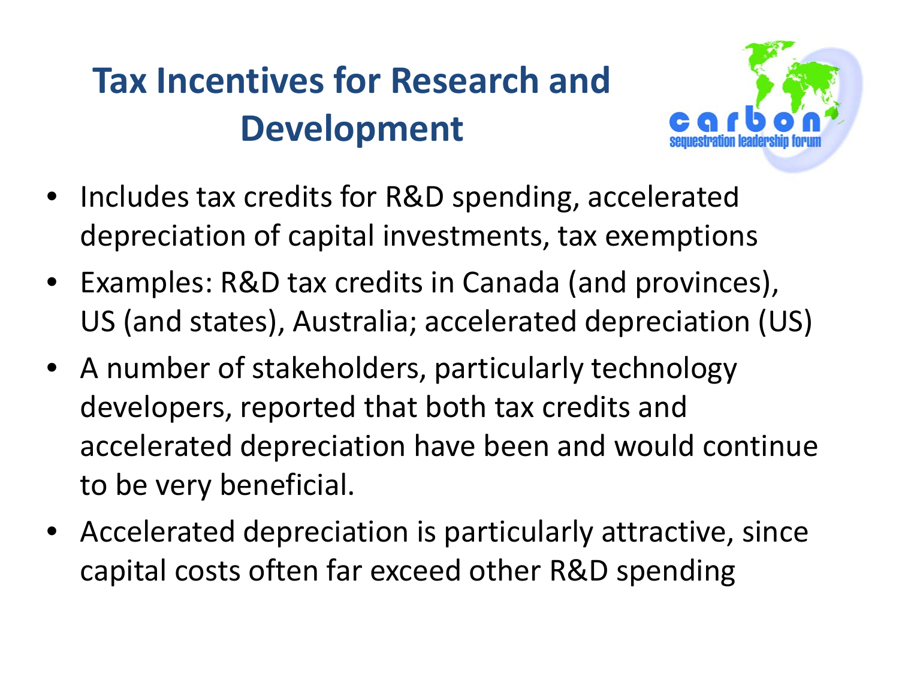# Tax Incentives for Research and Development

- Includes tax credits for R&D spending, accelerated depreciation of capital investments, tax exemptions
- Examples: R&D tax credits in Canada (and provinces), US (and states), Australia; accelerated depreciation (US)
- A number of stakeholders, particularly technology developers, reported that both tax credits and accelerated depreciation have been and would continue to be very beneficial.
- Accelerated depreciation is particularly attractive, since capital costs often far exceed other R&D spending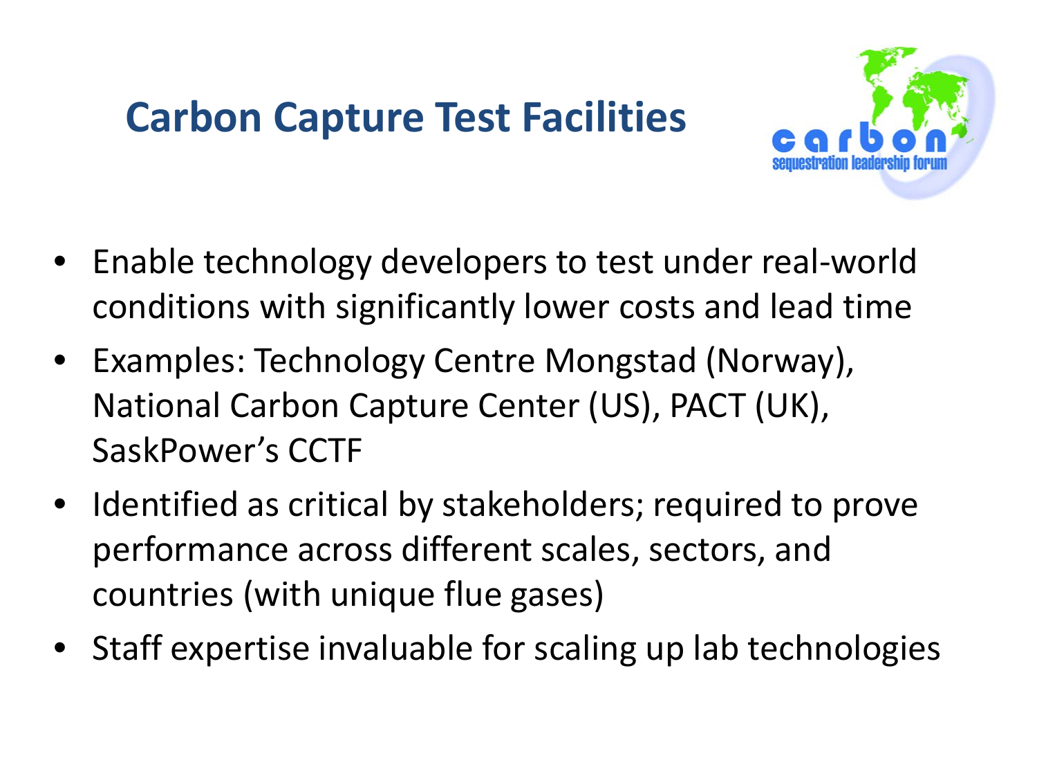# Carbon Capture Test Facilities

- Enable technology developers to test under real-world conditions with significantly lower costs and lead time
- Examples: Technology Centre Mongstad (Norway), National Carbon Capture Center (US), PACT (UK), SaskPower's CCTF
- Identified as critical by stakeholders; required to prove performance across different scales, sectors, and countries (with unique flue gases)
- Staff expertise invaluable for scaling up lab technologies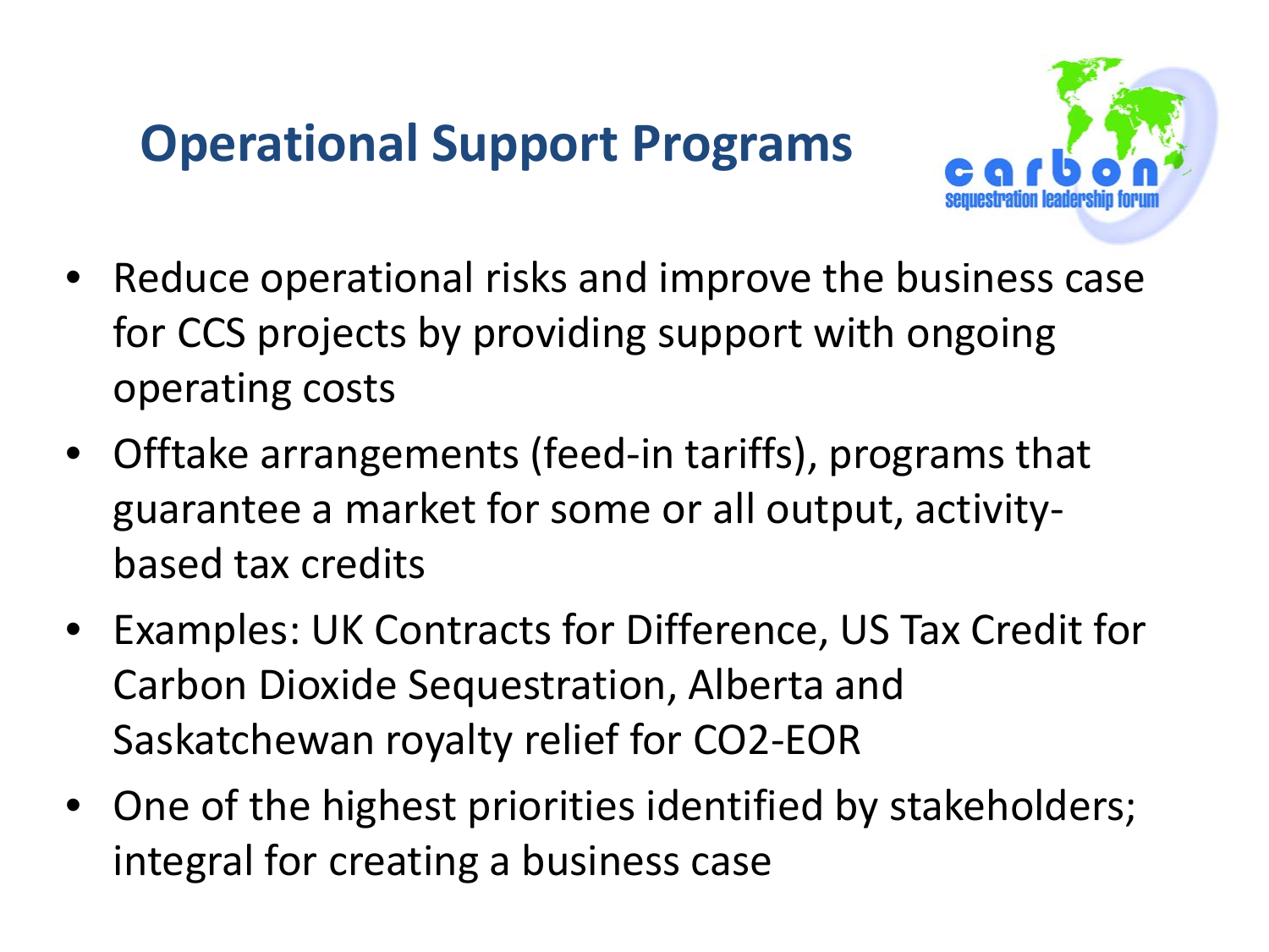# Operational Support Programs

- Reduce operational risks and improve the business case for CCS projects by providing support with ongoing operating costs
- Offtake arrangements (feed-in tariffs), programs that guarantee a market for some or all output, activity-based tax credits
- Examples: UK Contracts for Difference, US Tax Credit for Carbon Dioxide Sequestration, Alberta and Saskatchewan royalty relief for CO2-EOR
- One of the highest priorities identified by stakeholders; integral for creating a business case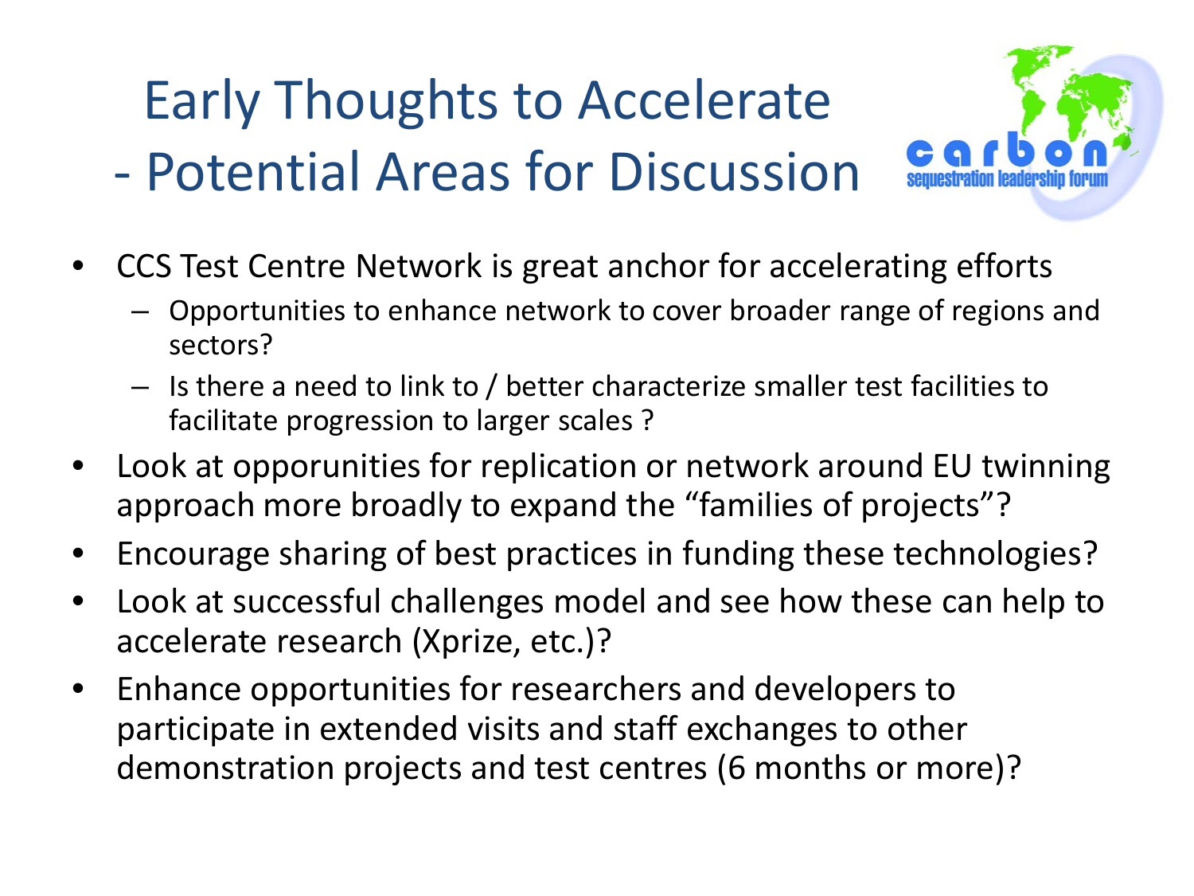# Early Thoughts to Accelerate - Potential Areas for Discussion

- CCS Test Centre Network is great anchor for accelerating efforts
  - Opportunities to enhance network to cover broader range of regions and sectors?
  - Is there a need to link to / better characterize smaller test facilities to facilitate progression to larger scales ?
- Look at opporunities for replication or network around EU twinning approach more broadly to expand the "families of projects"?
- Encourage sharing of best practices in funding these technologies?
- Look at successful challenges model and see how these can help to accelerate research (Xprize, etc.)?
- Enhance opportunities for researchers and developers to participate in extended visits and staff exchanges to other demonstration projects and test centres (6 months or more)?